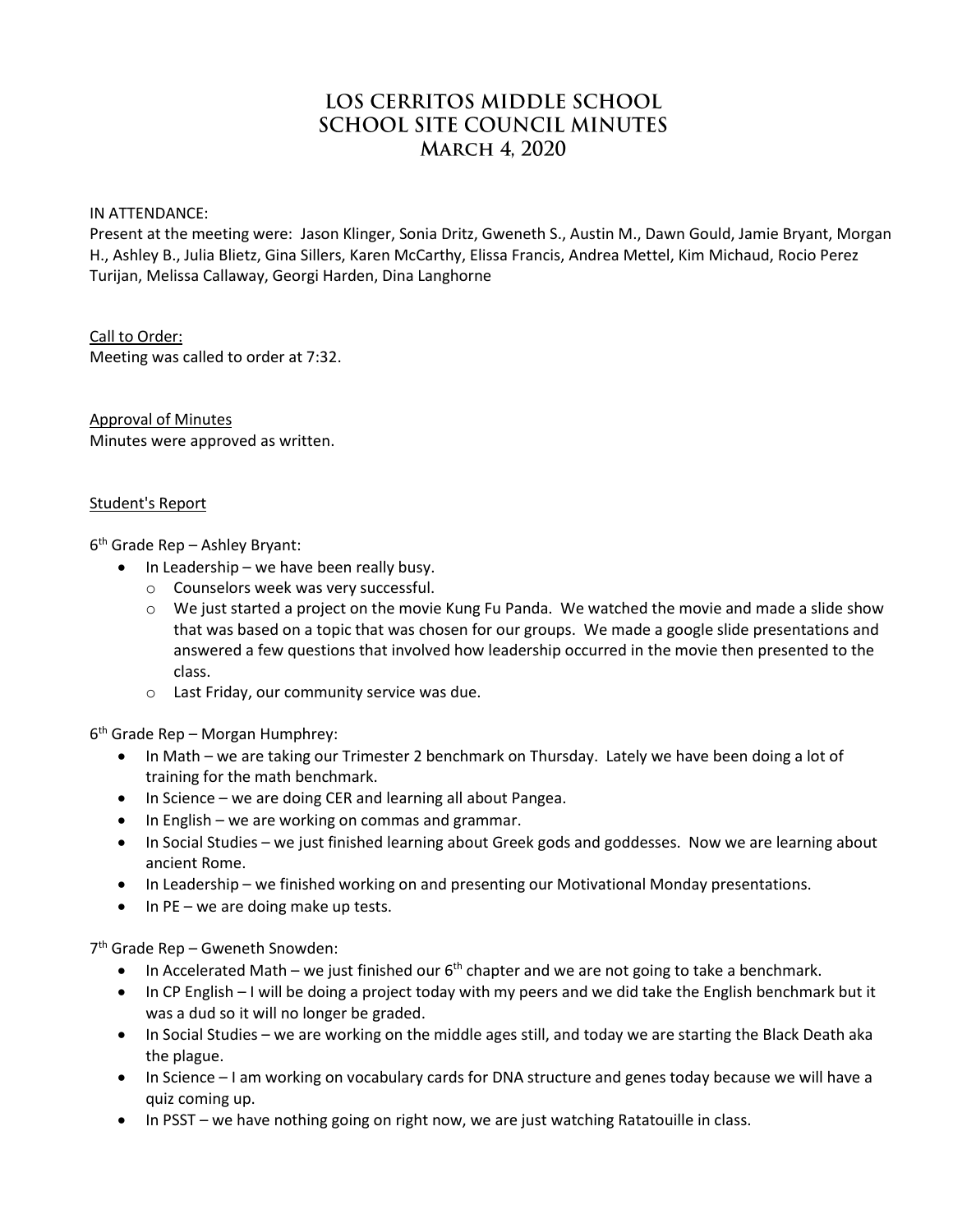# LOS CERRITOS MIDDLE SCHOOL
# SCHOOL SITE COUNCIL MINUTES
# March 4, 2020

IN ATTENDANCE:
Present at the meeting were: Jason Klinger, Sonia Dritz, Gweneth S., Austin M., Dawn Gould, Jamie Bryant, Morgan H., Ashley B., Julia Blietz, Gina Sillers, Karen McCarthy, Elissa Francis, Andrea Mettel, Kim Michaud, Rocio Perez Turijan, Melissa Callaway, Georgi Harden, Dina Langhorne

Call to Order:
Meeting was called to order at 7:32.

Approval of Minutes
Minutes were approved as written.

Student's Report

6th Grade Rep – Ashley Bryant:

- In Leadership – we have been really busy.
  - Counselors week was very successful.
  - We just started a project on the movie Kung Fu Panda. We watched the movie and made a slide show that was based on a topic that was chosen for our groups. We made a google slide presentations and answered a few questions that involved how leadership occurred in the movie then presented to the class.
  - Last Friday, our community service was due.

6th Grade Rep – Morgan Humphrey:

- In Math – we are taking our Trimester 2 benchmark on Thursday. Lately we have been doing a lot of training for the math benchmark.
- In Science – we are doing CER and learning all about Pangea.
- In English – we are working on commas and grammar.
- In Social Studies – we just finished learning about Greek gods and goddesses. Now we are learning about ancient Rome.
- In Leadership – we finished working on and presenting our Motivational Monday presentations.
- In PE – we are doing make up tests.

7th Grade Rep – Gweneth Snowden:

- In Accelerated Math – we just finished our 6th chapter and we are not going to take a benchmark.
- In CP English – I will be doing a project today with my peers and we did take the English benchmark but it was a dud so it will no longer be graded.
- In Social Studies – we are working on the middle ages still, and today we are starting the Black Death aka the plague.
- In Science – I am working on vocabulary cards for DNA structure and genes today because we will have a quiz coming up.
- In PSST – we have nothing going on right now, we are just watching Ratatouille in class.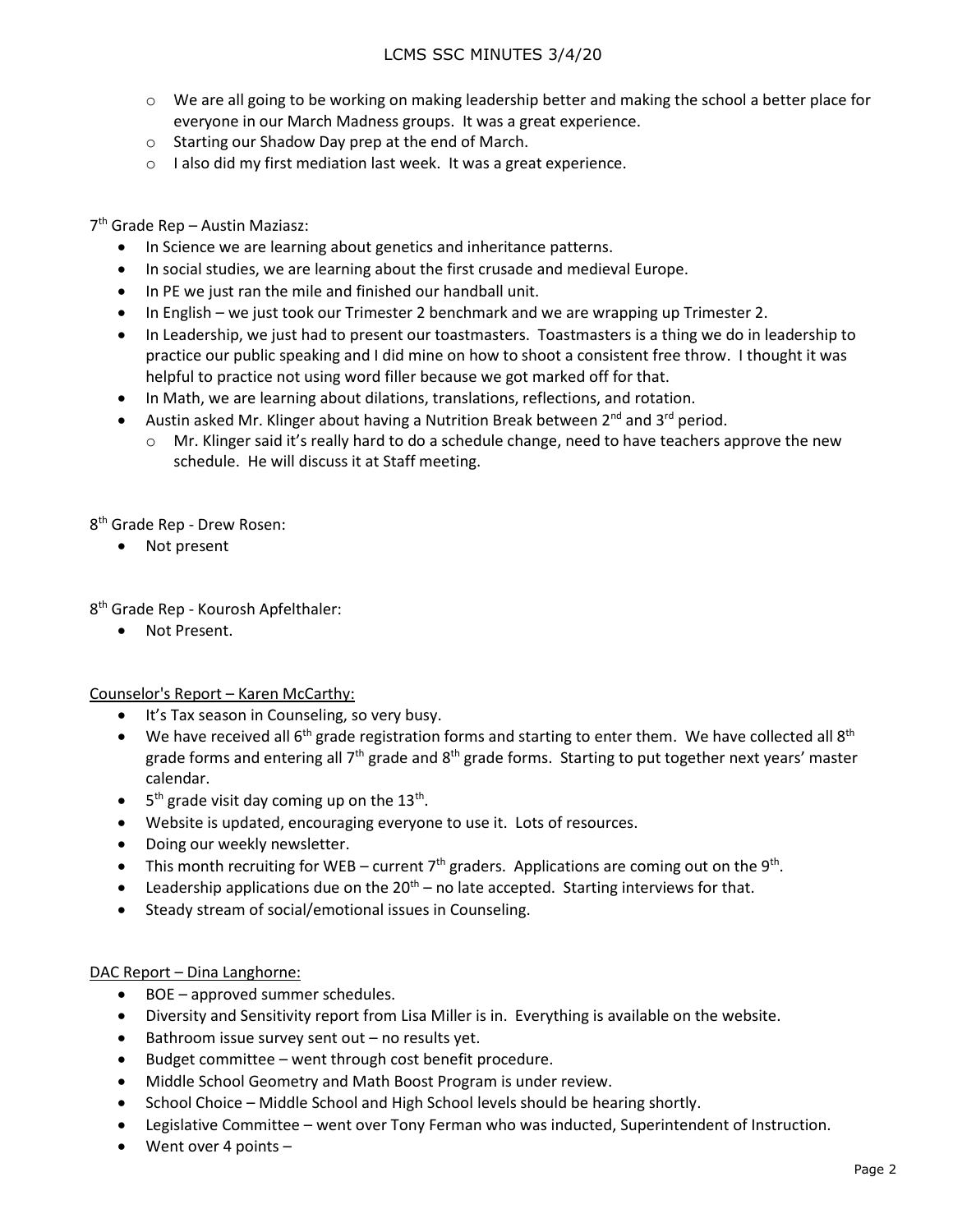- We are all going to be working on making leadership better and making the school a better place for everyone in our March Madness groups. It was a great experience.
- Starting our Shadow Day prep at the end of March.
- I also did my first mediation last week. It was a great experience.

7th Grade Rep – Austin Maziasz:

- In Science we are learning about genetics and inheritance patterns.
- In social studies, we are learning about the first crusade and medieval Europe.
- In PE we just ran the mile and finished our handball unit.
- In English – we just took our Trimester 2 benchmark and we are wrapping up Trimester 2.
- In Leadership, we just had to present our toastmasters. Toastmasters is a thing we do in leadership to practice our public speaking and I did mine on how to shoot a consistent free throw. I thought it was helpful to practice not using word filler because we got marked off for that.
- In Math, we are learning about dilations, translations, reflections, and rotation.
- Austin asked Mr. Klinger about having a Nutrition Break between 2nd and 3rd period.
  - Mr. Klinger said it's really hard to do a schedule change, need to have teachers approve the new schedule. He will discuss it at Staff meeting.

8th Grade Rep - Drew Rosen:

- Not present

8th Grade Rep - Kourosh Apfelthaler:

- Not Present.

Counselor's Report – Karen McCarthy:

- It's Tax season in Counseling, so very busy.
- We have received all 6th grade registration forms and starting to enter them. We have collected all 8th grade forms and entering all 7th grade and 8th grade forms. Starting to put together next years' master calendar.
- 5th grade visit day coming up on the 13th.
- Website is updated, encouraging everyone to use it. Lots of resources.
- Doing our weekly newsletter.
- This month recruiting for WEB – current 7th graders. Applications are coming out on the 9th.
- Leadership applications due on the 20th – no late accepted. Starting interviews for that.
- Steady stream of social/emotional issues in Counseling.

DAC Report – Dina Langhorne:

- BOE – approved summer schedules.
- Diversity and Sensitivity report from Lisa Miller is in. Everything is available on the website.
- Bathroom issue survey sent out – no results yet.
- Budget committee – went through cost benefit procedure.
- Middle School Geometry and Math Boost Program is under review.
- School Choice – Middle School and High School levels should be hearing shortly.
- Legislative Committee – went over Tony Ferman who was inducted, Superintendent of Instruction.
- Went over 4 points –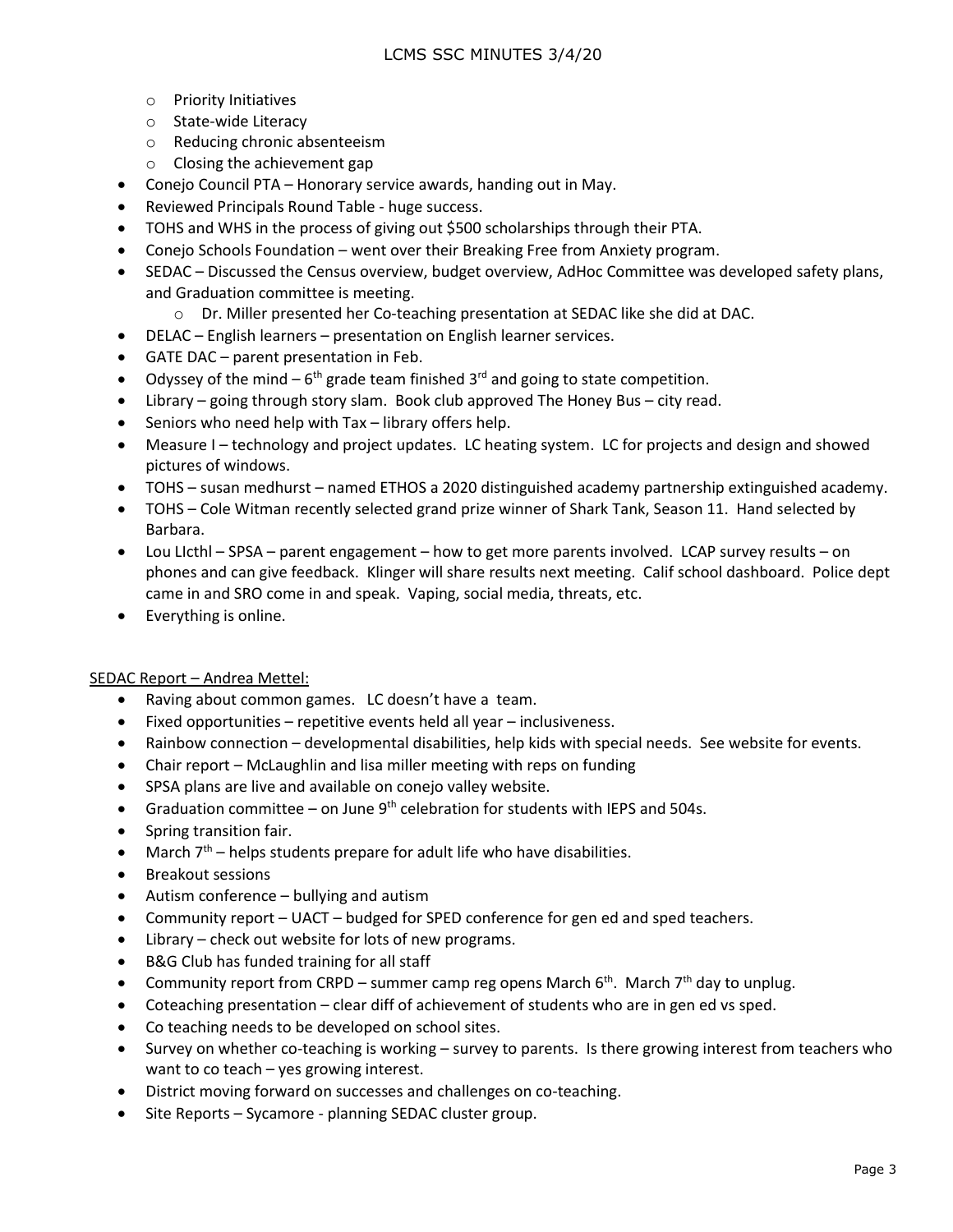- Priority Initiatives
  - State-wide Literacy
  - Reducing chronic absenteeism
  - Closing the achievement gap
- Conejo Council PTA – Honorary service awards, handing out in May.
- Reviewed Principals Round Table - huge success.
- TOHS and WHS in the process of giving out $500 scholarships through their PTA.
- Conejo Schools Foundation – went over their Breaking Free from Anxiety program.
- SEDAC – Discussed the Census overview, budget overview, AdHoc Committee was developed safety plans, and Graduation committee is meeting.
  - Dr. Miller presented her Co-teaching presentation at SEDAC like she did at DAC.
- DELAC – English learners – presentation on English learner services.
- GATE DAC – parent presentation in Feb.
- Odyssey of the mind – 6th grade team finished 3rd and going to state competition.
- Library – going through story slam. Book club approved The Honey Bus – city read.
- Seniors who need help with Tax – library offers help.
- Measure I – technology and project updates. LC heating system. LC for projects and design and showed pictures of windows.
- TOHS – susan medhurst – named ETHOS a 2020 distinguished academy partnership extinguished academy.
- TOHS – Cole Witman recently selected grand prize winner of Shark Tank, Season 11. Hand selected by Barbara.
- Lou LIcthl – SPSA – parent engagement – how to get more parents involved. LCAP survey results – on phones and can give feedback. Klinger will share results next meeting. Calif school dashboard. Police dept came in and SRO come in and speak. Vaping, social media, threats, etc.
- Everything is online.

<u>SEDAC Report – Andrea Mettel:</u>

- Raving about common games. LC doesn't have a team.
- Fixed opportunities – repetitive events held all year – inclusiveness.
- Rainbow connection – developmental disabilities, help kids with special needs. See website for events.
- Chair report – McLaughlin and lisa miller meeting with reps on funding
- SPSA plans are live and available on conejo valley website.
- Graduation committee – on June 9th celebration for students with IEPS and 504s.
- Spring transition fair.
- March 7th – helps students prepare for adult life who have disabilities.
- Breakout sessions
- Autism conference – bullying and autism
- Community report – UACT – budged for SPED conference for gen ed and sped teachers.
- Library – check out website for lots of new programs.
- B&G Club has funded training for all staff
- Community report from CRPD – summer camp reg opens March 6th. March 7th day to unplug.
- Coteaching presentation – clear diff of achievement of students who are in gen ed vs sped.
- Co teaching needs to be developed on school sites.
- Survey on whether co-teaching is working – survey to parents. Is there growing interest from teachers who want to co teach – yes growing interest.
- District moving forward on successes and challenges on co-teaching.
- Site Reports – Sycamore - planning SEDAC cluster group.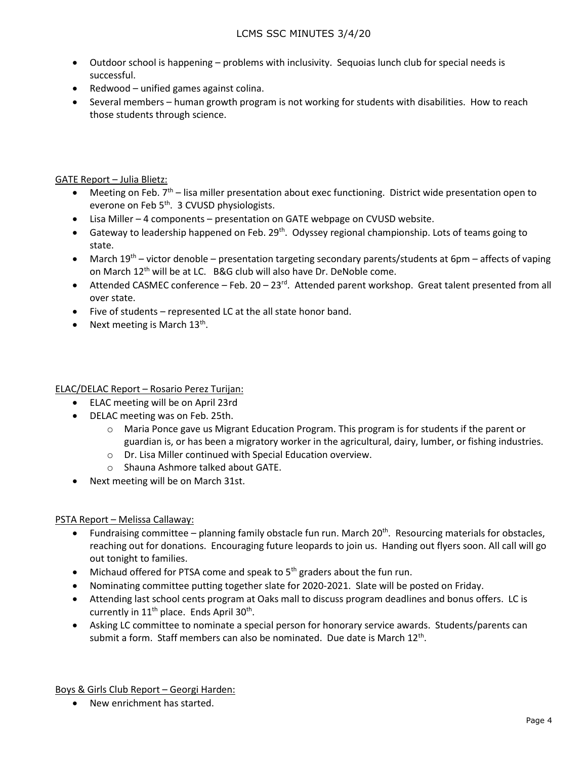- Outdoor school is happening – problems with inclusivity. Sequoias lunch club for special needs is successful.
- Redwood – unified games against colina.
- Several members – human growth program is not working for students with disabilities. How to reach those students through science.

GATE Report – Julia Blietz:

- Meeting on Feb. 7th – lisa miller presentation about exec functioning. District wide presentation open to everone on Feb 5th. 3 CVUSD physiologists.
- Lisa Miller – 4 components – presentation on GATE webpage on CVUSD website.
- Gateway to leadership happened on Feb. 29th. Odyssey regional championship. Lots of teams going to state.
- March 19th – victor denoble – presentation targeting secondary parents/students at 6pm – affects of vaping on March 12th will be at LC. B&G club will also have Dr. DeNoble come.
- Attended CASMEC conference – Feb. 20 – 23rd. Attended parent workshop. Great talent presented from all over state.
- Five of students – represented LC at the all state honor band.
- Next meeting is March 13th.

ELAC/DELAC Report – Rosario Perez Turijan:

- ELAC meeting will be on April 23rd
- DELAC meeting was on Feb. 25th.
  - Maria Ponce gave us Migrant Education Program. This program is for students if the parent or guardian is, or has been a migratory worker in the agricultural, dairy, lumber, or fishing industries.
  - Dr. Lisa Miller continued with Special Education overview.
  - Shauna Ashmore talked about GATE.
- Next meeting will be on March 31st.

PSTA Report – Melissa Callaway:

- Fundraising committee – planning family obstacle fun run. March 20th. Resourcing materials for obstacles, reaching out for donations. Encouraging future leopards to join us. Handing out flyers soon. All call will go out tonight to families.
- Michaud offered for PTSA come and speak to 5th graders about the fun run.
- Nominating committee putting together slate for 2020-2021. Slate will be posted on Friday.
- Attending last school cents program at Oaks mall to discuss program deadlines and bonus offers. LC is currently in 11th place. Ends April 30th.
- Asking LC committee to nominate a special person for honorary service awards. Students/parents can submit a form. Staff members can also be nominated. Due date is March 12th.

Boys & Girls Club Report – Georgi Harden:

- New enrichment has started.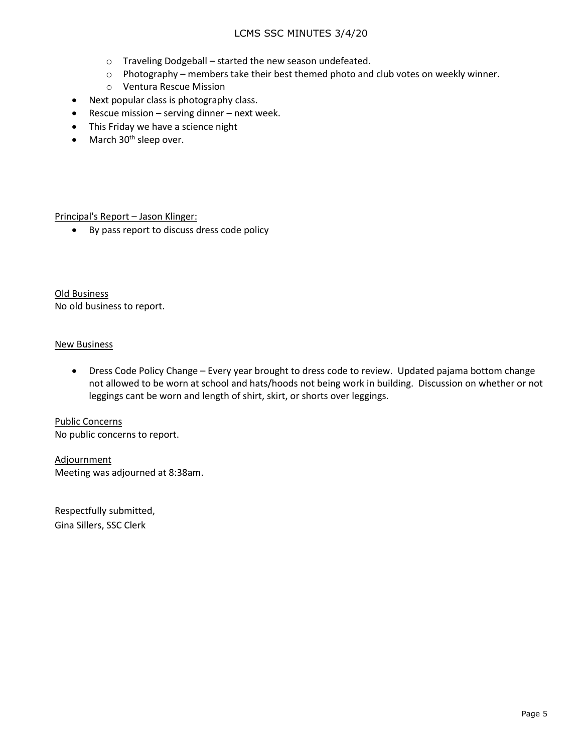- Traveling Dodgeball – started the new season undefeated.
  - Photography – members take their best themed photo and club votes on weekly winner.
  - Ventura Rescue Mission
- Next popular class is photography class.
- Rescue mission – serving dinner – next week.
- This Friday we have a science night
- March 30th sleep over.

<u>Principal's Report – Jason Klinger:</u>

- By pass report to discuss dress code policy

<u>Old Business</u>

No old business to report.

<u>New Business</u>

- Dress Code Policy Change – Every year brought to dress code to review. Updated pajama bottom change not allowed to be worn at school and hats/hoods not being work in building. Discussion on whether or not leggings cant be worn and length of shirt, skirt, or shorts over leggings.

<u>Public Concerns</u>

No public concerns to report.

<u>Adjournment</u>

Meeting was adjourned at 8:38am.

Respectfully submitted,
Gina Sillers, SSC Clerk